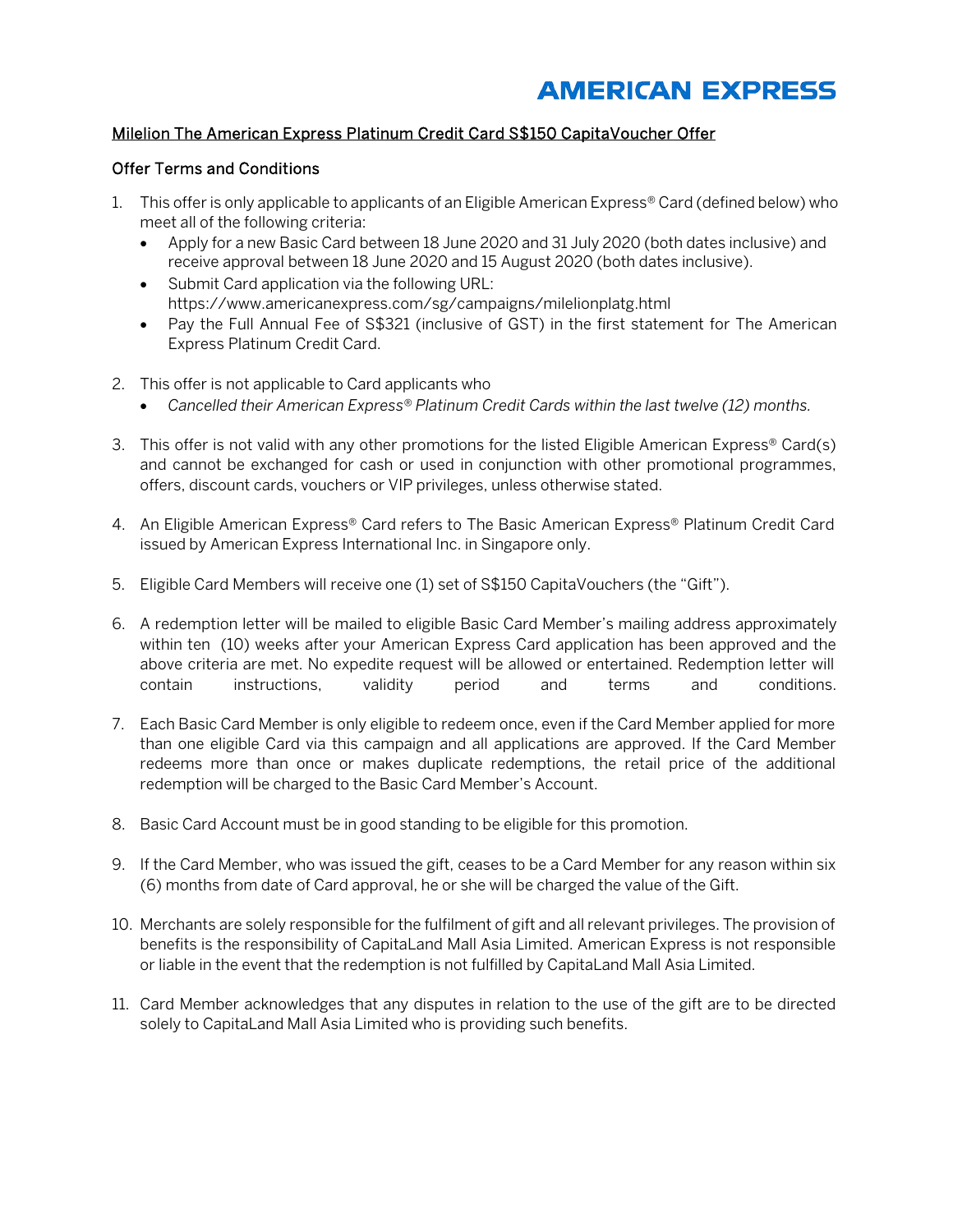# AMERICAN EXPRESS

## Milelion The American Express Platinum Credit Card S$150 CapitaVoucher Offer

### Offer Terms and Conditions

1. This offer is only applicable to applicants of an Eligible American Express® Card (defined below) who meet all of the following criteria:
   - Apply for a new Basic Card between 18 June 2020 and 31 July 2020 (both dates inclusive) and receive approval between 18 June 2020 and 15 August 2020 (both dates inclusive).
   - Submit Card application via the following URL: https://www.americanexpress.com/sg/campaigns/milelionplatg.html
   - Pay the Full Annual Fee of S$321 (inclusive of GST) in the first statement for The American Express Platinum Credit Card.

2. This offer is not applicable to Card applicants who
   - *Cancelled their American Express® Platinum Credit Cards within the last twelve (12) months.*

3. This offer is not valid with any other promotions for the listed Eligible American Express® Card(s) and cannot be exchanged for cash or used in conjunction with other promotional programmes, offers, discount cards, vouchers or VIP privileges, unless otherwise stated.

4. An Eligible American Express® Card refers to The Basic American Express® Platinum Credit Card issued by American Express International Inc. in Singapore only.

5. Eligible Card Members will receive one (1) set of S$150 CapitaVouchers (the "Gift").

6. A redemption letter will be mailed to eligible Basic Card Member's mailing address approximately within ten (10) weeks after your American Express Card application has been approved and the above criteria are met. No expedite request will be allowed or entertained. Redemption letter will contain instructions, validity period and terms and conditions.

7. Each Basic Card Member is only eligible to redeem once, even if the Card Member applied for more than one eligible Card via this campaign and all applications are approved. If the Card Member redeems more than once or makes duplicate redemptions, the retail price of the additional redemption will be charged to the Basic Card Member's Account.

8. Basic Card Account must be in good standing to be eligible for this promotion.

9. If the Card Member, who was issued the gift, ceases to be a Card Member for any reason within six (6) months from date of Card approval, he or she will be charged the value of the Gift.

10. Merchants are solely responsible for the fulfilment of gift and all relevant privileges. The provision of benefits is the responsibility of CapitaLand Mall Asia Limited. American Express is not responsible or liable in the event that the redemption is not fulfilled by CapitaLand Mall Asia Limited.

11. Card Member acknowledges that any disputes in relation to the use of the gift are to be directed solely to CapitaLand Mall Asia Limited who is providing such benefits.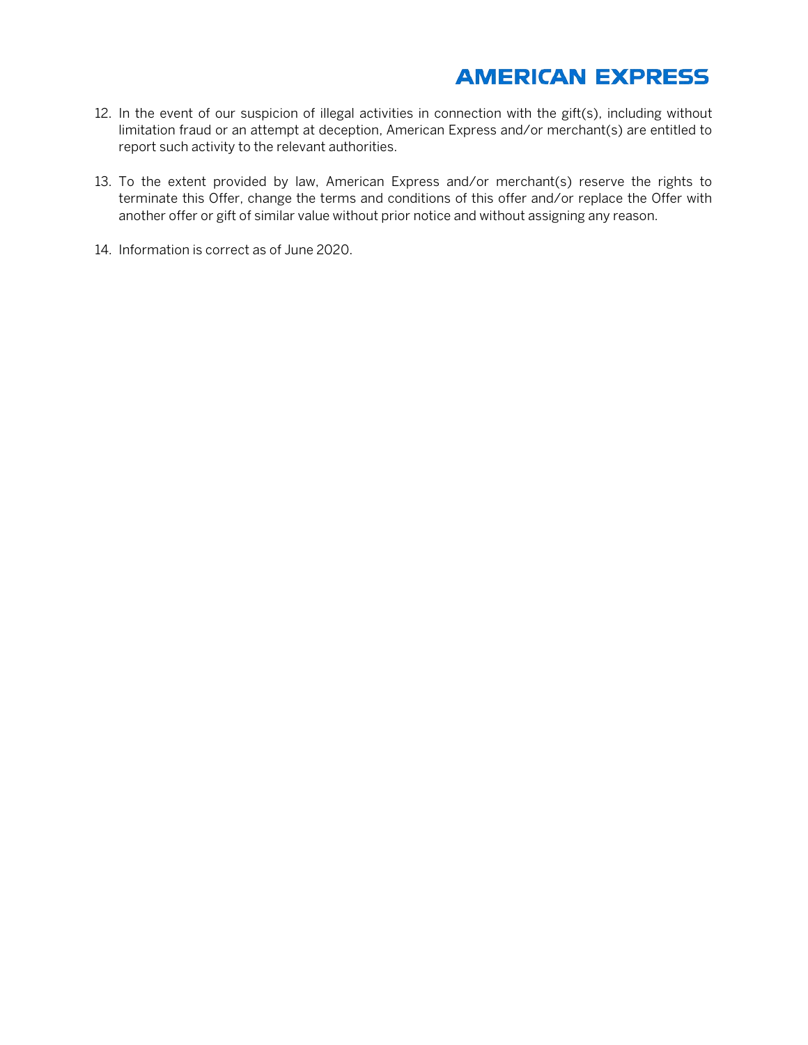12. In the event of our suspicion of illegal activities in connection with the gift(s), including without limitation fraud or an attempt at deception, American Express and/or merchant(s) are entitled to report such activity to the relevant authorities.

13. To the extent provided by law, American Express and/or merchant(s) reserve the rights to terminate this Offer, change the terms and conditions of this offer and/or replace the Offer with another offer or gift of similar value without prior notice and without assigning any reason.

14. Information is correct as of June 2020.